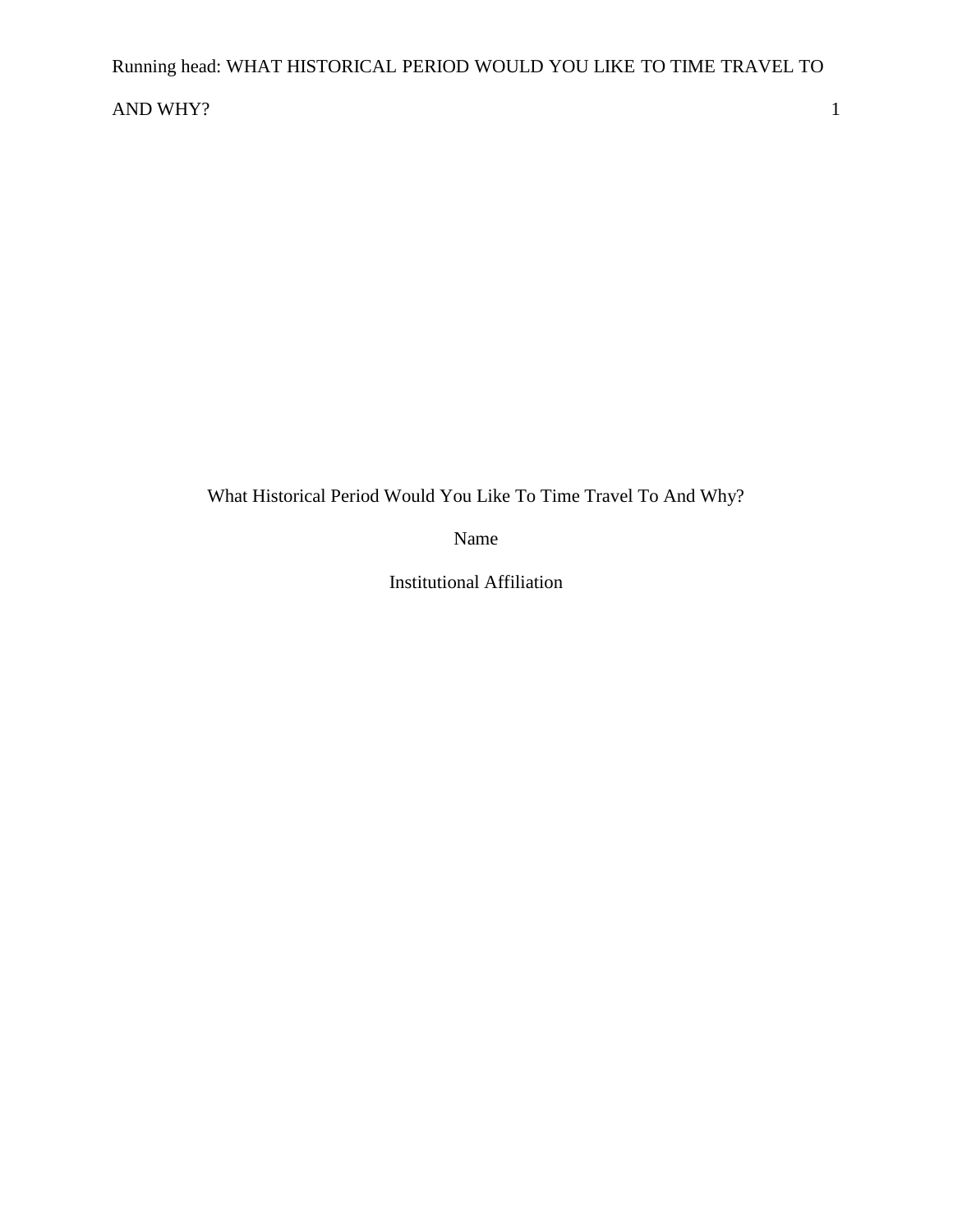What Historical Period Would You Like To Time Travel To And Why?

Name

Institutional Affiliation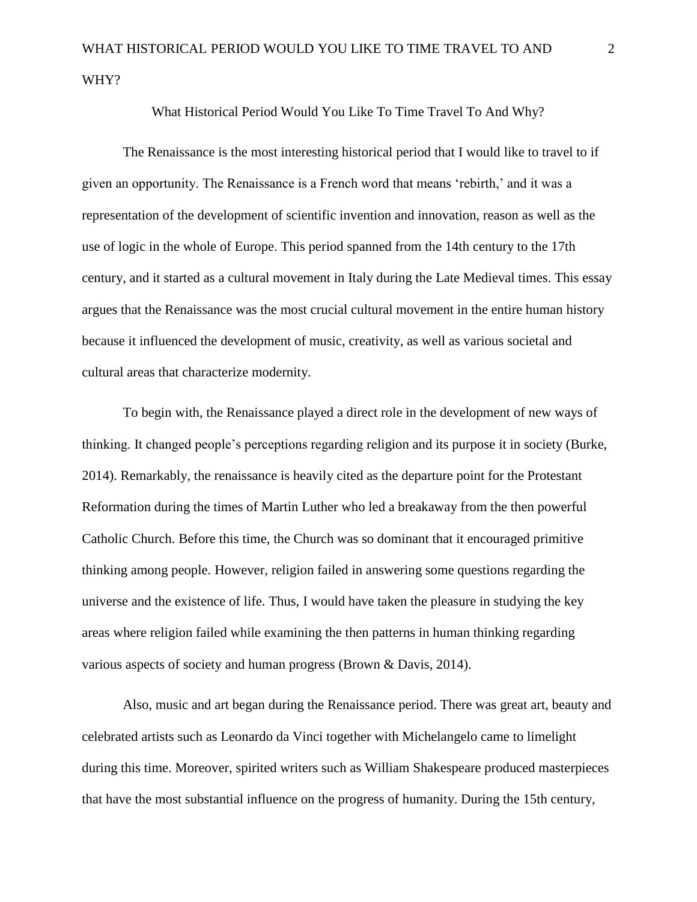What Historical Period Would You Like To Time Travel To And Why?

The Renaissance is the most interesting historical period that I would like to travel to if given an opportunity. The Renaissance is a French word that means 'rebirth,' and it was a representation of the development of scientific invention and innovation, reason as well as the use of logic in the whole of Europe. This period spanned from the 14th century to the 17th century, and it started as a cultural movement in Italy during the Late Medieval times. This essay argues that the Renaissance was the most crucial cultural movement in the entire human history because it influenced the development of music, creativity, as well as various societal and cultural areas that characterize modernity.

To begin with, the Renaissance played a direct role in the development of new ways of thinking. It changed people's perceptions regarding religion and its purpose it in society (Burke, 2014). Remarkably, the renaissance is heavily cited as the departure point for the Protestant Reformation during the times of Martin Luther who led a breakaway from the then powerful Catholic Church. Before this time, the Church was so dominant that it encouraged primitive thinking among people. However, religion failed in answering some questions regarding the universe and the existence of life. Thus, I would have taken the pleasure in studying the key areas where religion failed while examining the then patterns in human thinking regarding various aspects of society and human progress (Brown & Davis, 2014).

Also, music and art began during the Renaissance period. There was great art, beauty and celebrated artists such as Leonardo da Vinci together with Michelangelo came to limelight during this time. Moreover, spirited writers such as William Shakespeare produced masterpieces that have the most substantial influence on the progress of humanity. During the 15th century,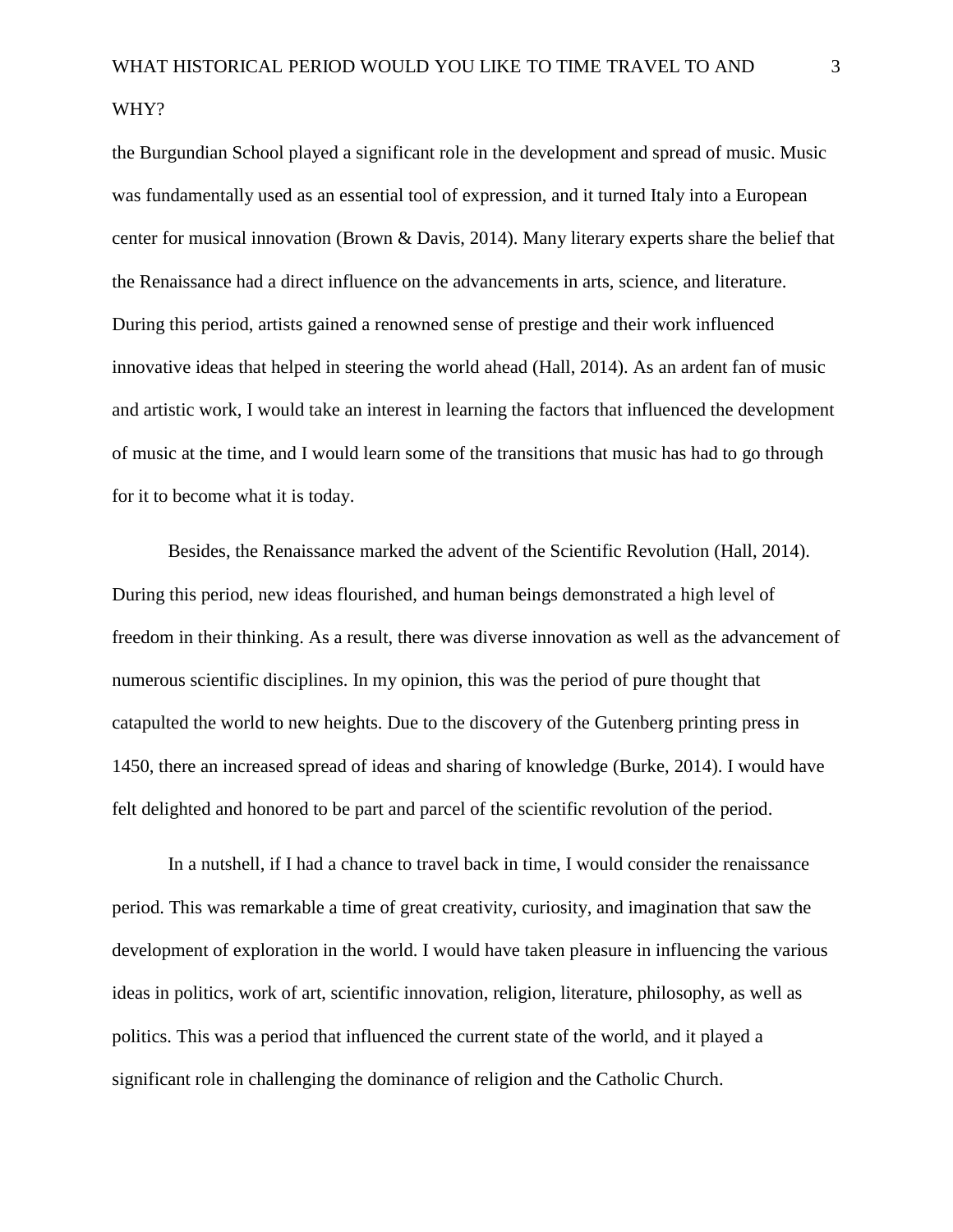the Burgundian School played a significant role in the development and spread of music. Music was fundamentally used as an essential tool of expression, and it turned Italy into a European center for musical innovation (Brown & Davis, 2014). Many literary experts share the belief that the Renaissance had a direct influence on the advancements in arts, science, and literature. During this period, artists gained a renowned sense of prestige and their work influenced innovative ideas that helped in steering the world ahead (Hall, 2014). As an ardent fan of music and artistic work, I would take an interest in learning the factors that influenced the development of music at the time, and I would learn some of the transitions that music has had to go through for it to become what it is today.

Besides, the Renaissance marked the advent of the Scientific Revolution (Hall, 2014). During this period, new ideas flourished, and human beings demonstrated a high level of freedom in their thinking. As a result, there was diverse innovation as well as the advancement of numerous scientific disciplines. In my opinion, this was the period of pure thought that catapulted the world to new heights. Due to the discovery of the Gutenberg printing press in 1450, there an increased spread of ideas and sharing of knowledge (Burke, 2014). I would have felt delighted and honored to be part and parcel of the scientific revolution of the period.

In a nutshell, if I had a chance to travel back in time, I would consider the renaissance period. This was remarkable a time of great creativity, curiosity, and imagination that saw the development of exploration in the world. I would have taken pleasure in influencing the various ideas in politics, work of art, scientific innovation, religion, literature, philosophy, as well as politics. This was a period that influenced the current state of the world, and it played a significant role in challenging the dominance of religion and the Catholic Church.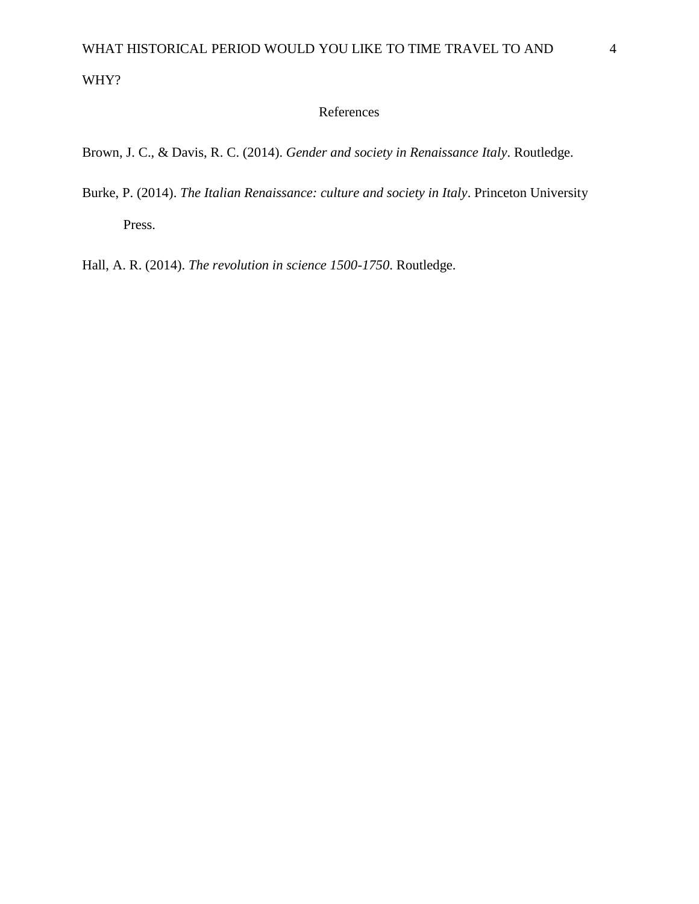# References

Brown, J. C., & Davis, R. C. (2014). *Gender and society in Renaissance Italy*. Routledge.

Burke, P. (2014). *The Italian Renaissance: culture and society in Italy*. Princeton University Press.

Hall, A. R. (2014). *The revolution in science 1500-1750*. Routledge.